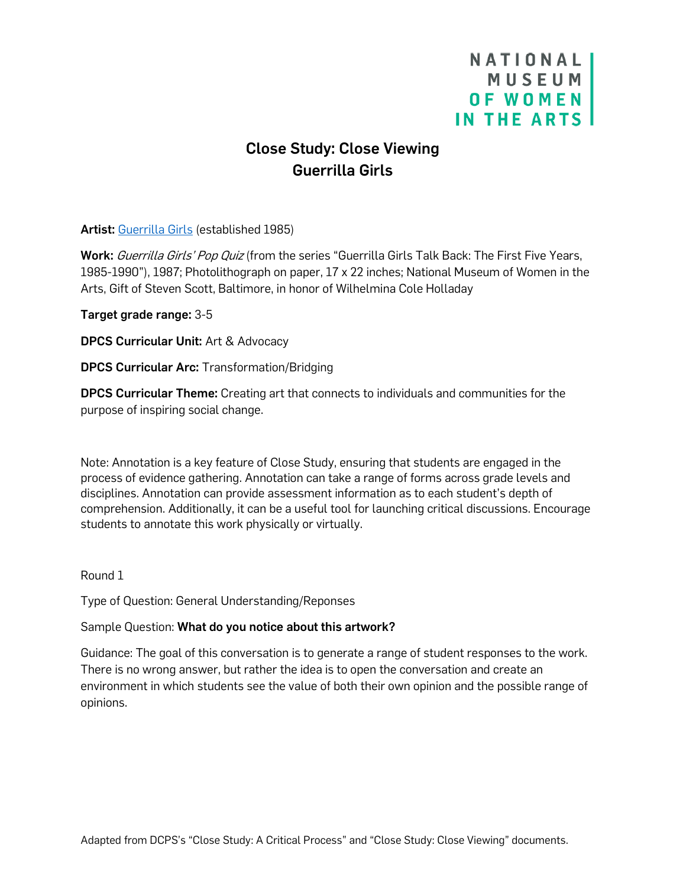NATIONAL MUSEUM OF WOMEN IN THE ARTS

# Close Study: Close Viewing
# Guerrilla Girls

**Artist:** [Guerrilla Girls] (established 1985)

**Work:** *Guerrilla Girls' Pop Quiz* (from the series "Guerrilla Girls Talk Back: The First Five Years, 1985-1990"), 1987; Photolithograph on paper, 17 x 22 inches; National Museum of Women in the Arts, Gift of Steven Scott, Baltimore, in honor of Wilhelmina Cole Holladay

**Target grade range:** 3-5

**DPCS Curricular Unit:** Art & Advocacy

**DPCS Curricular Arc:** Transformation/Bridging

**DPCS Curricular Theme:** Creating art that connects to individuals and communities for the purpose of inspiring social change.

Note: Annotation is a key feature of Close Study, ensuring that students are engaged in the process of evidence gathering. Annotation can take a range of forms across grade levels and disciplines. Annotation can provide assessment information as to each student's depth of comprehension. Additionally, it can be a useful tool for launching critical discussions. Encourage students to annotate this work physically or virtually.

Round 1

Type of Question: General Understanding/Reponses

Sample Question: **What do you notice about this artwork?**

Guidance: The goal of this conversation is to generate a range of student responses to the work. There is no wrong answer, but rather the idea is to open the conversation and create an environment in which students see the value of both their own opinion and the possible range of opinions.

Adapted from DCPS's "Close Study: A Critical Process" and "Close Study: Close Viewing" documents.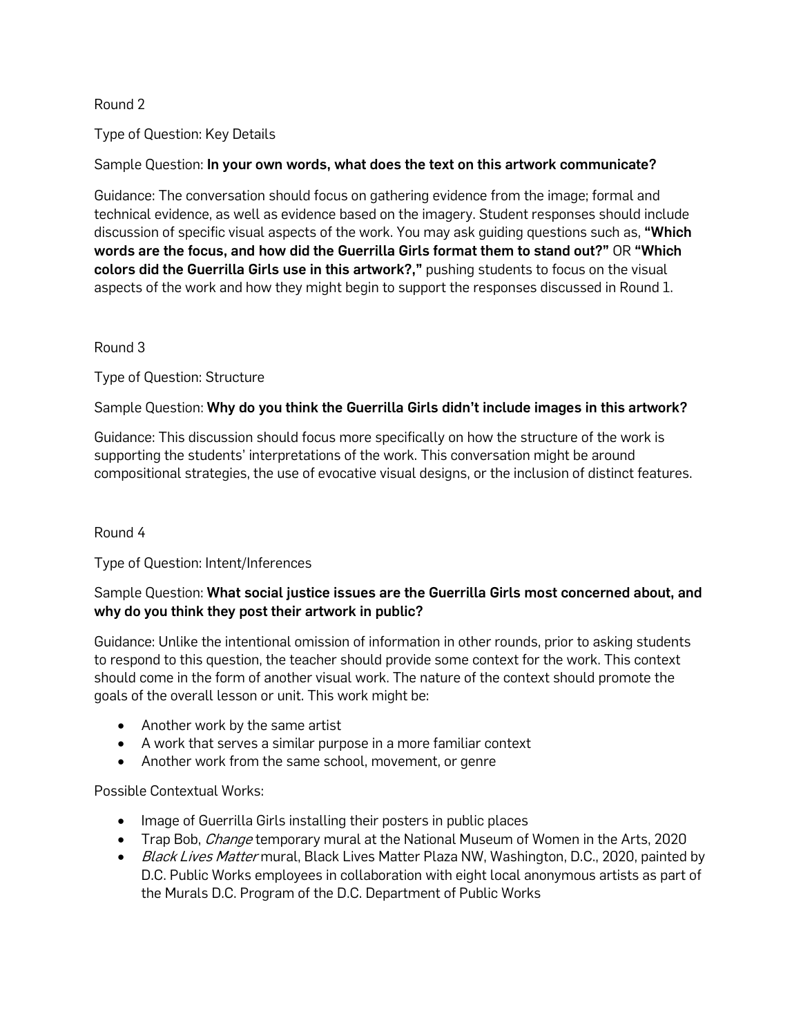Round 2

Type of Question: Key Details

Sample Question: **In your own words, what does the text on this artwork communicate?**

Guidance: The conversation should focus on gathering evidence from the image; formal and technical evidence, as well as evidence based on the imagery. Student responses should include discussion of specific visual aspects of the work. You may ask guiding questions such as, **"Which words are the focus, and how did the Guerrilla Girls format them to stand out?"** OR **"Which colors did the Guerrilla Girls use in this artwork?,"** pushing students to focus on the visual aspects of the work and how they might begin to support the responses discussed in Round 1.

Round 3

Type of Question: Structure

Sample Question: **Why do you think the Guerrilla Girls didn't include images in this artwork?**

Guidance: This discussion should focus more specifically on how the structure of the work is supporting the students' interpretations of the work. This conversation might be around compositional strategies, the use of evocative visual designs, or the inclusion of distinct features.

Round 4

Type of Question: Intent/Inferences

Sample Question: **What social justice issues are the Guerrilla Girls most concerned about, and why do you think they post their artwork in public?**

Guidance: Unlike the intentional omission of information in other rounds, prior to asking students to respond to this question, the teacher should provide some context for the work. This context should come in the form of another visual work. The nature of the context should promote the goals of the overall lesson or unit. This work might be:

- Another work by the same artist
- A work that serves a similar purpose in a more familiar context
- Another work from the same school, movement, or genre

Possible Contextual Works:

- Image of Guerrilla Girls installing their posters in public places
- Trap Bob, *Change* temporary mural at the National Museum of Women in the Arts, 2020
- *Black Lives Matter* mural, Black Lives Matter Plaza NW, Washington, D.C., 2020, painted by D.C. Public Works employees in collaboration with eight local anonymous artists as part of the Murals D.C. Program of the D.C. Department of Public Works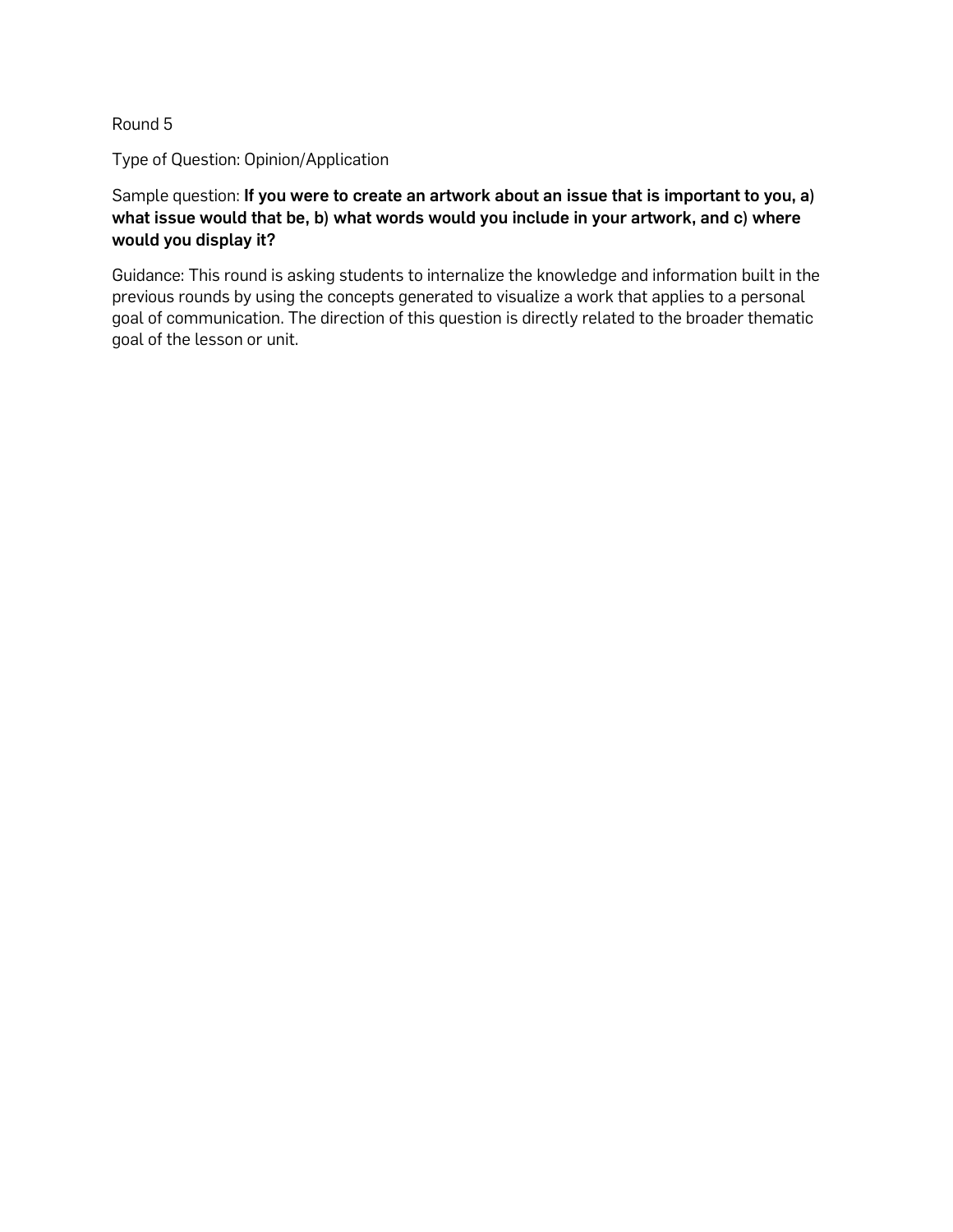Round 5

Type of Question: Opinion/Application

Sample question: **If you were to create an artwork about an issue that is important to you, a) what issue would that be, b) what words would you include in your artwork, and c) where would you display it?**

Guidance: This round is asking students to internalize the knowledge and information built in the previous rounds by using the concepts generated to visualize a work that applies to a personal goal of communication. The direction of this question is directly related to the broader thematic goal of the lesson or unit.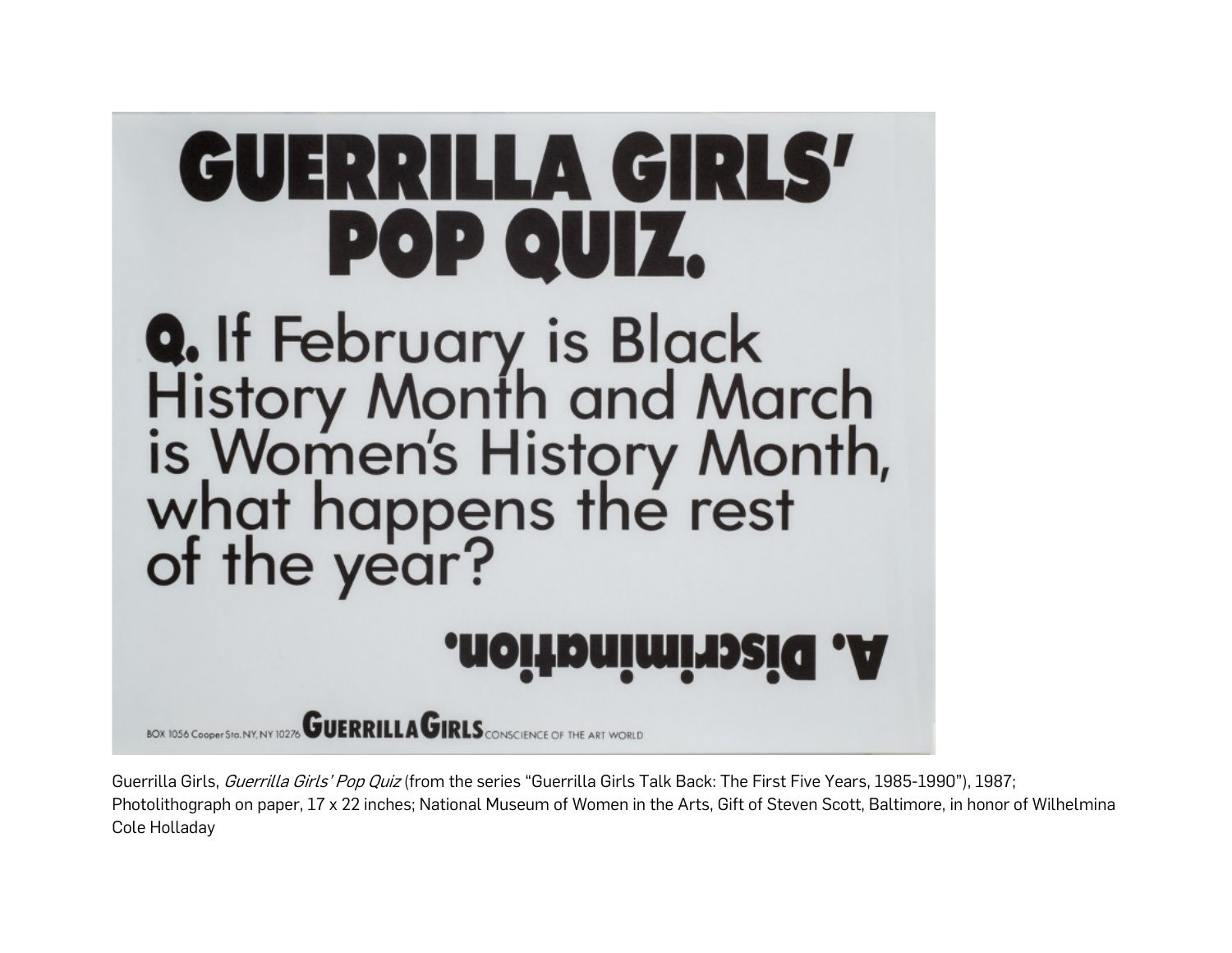# GUERRILLA GIRLS' POP QUIZ.

**Q.** If February is Black History Month and March is Women's History Month, what happens the rest of the year?

**A. Discrimination.**

BOX 1056 Cooper Sta. NY, NY 10276 **GUERRILLA GIRLS** CONSCIENCE OF THE ART WORLD

Guerrilla Girls, *Guerrilla Girls' Pop Quiz* (from the series "Guerrilla Girls Talk Back: The First Five Years, 1985-1990"), 1987; Photolithograph on paper, 17 x 22 inches; National Museum of Women in the Arts, Gift of Steven Scott, Baltimore, in honor of Wilhelmina Cole Holladay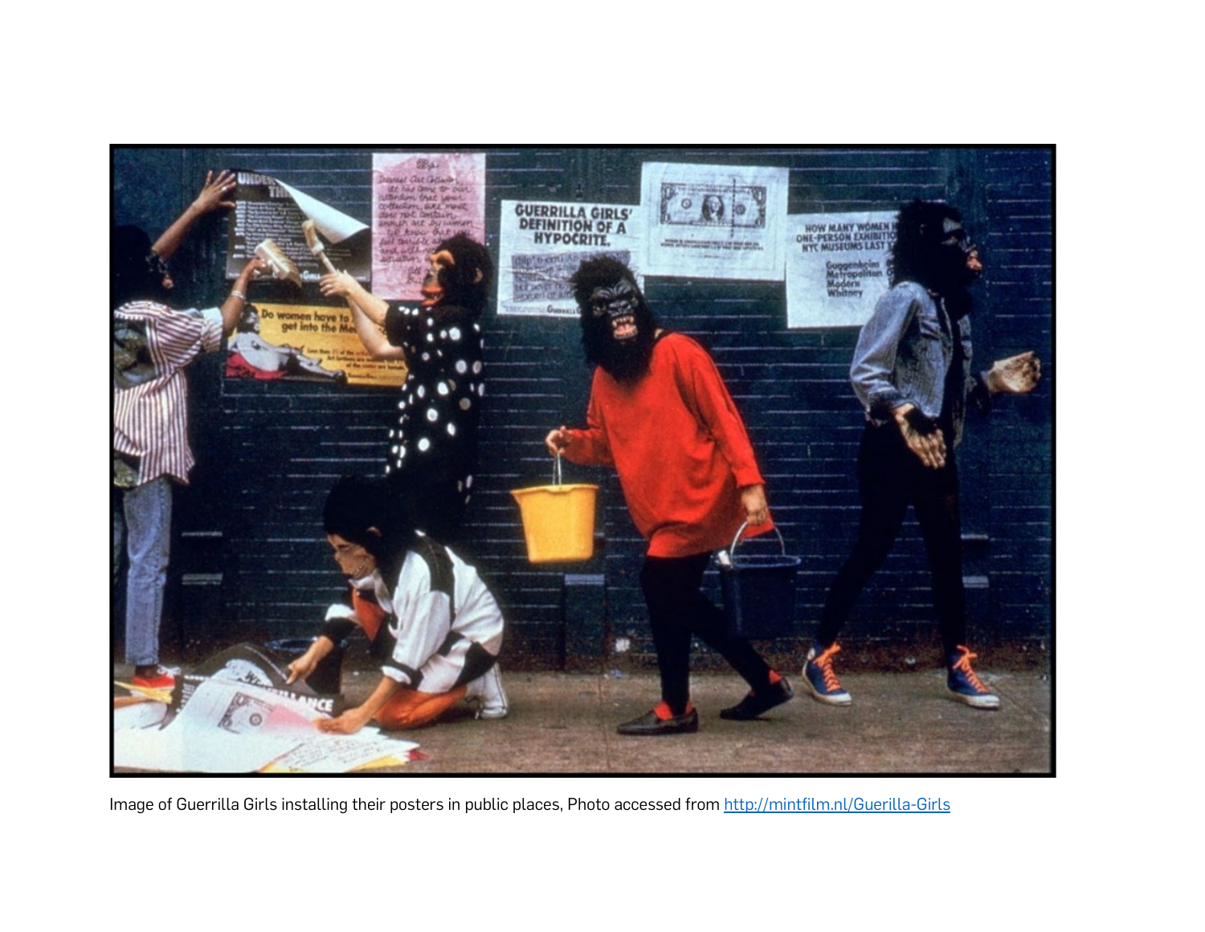Image of Guerrilla Girls installing their posters in public places, Photo accessed from [http://mintfilm.nl/Guerilla-Girls](http://mintfilm.nl/Guerilla-Girls)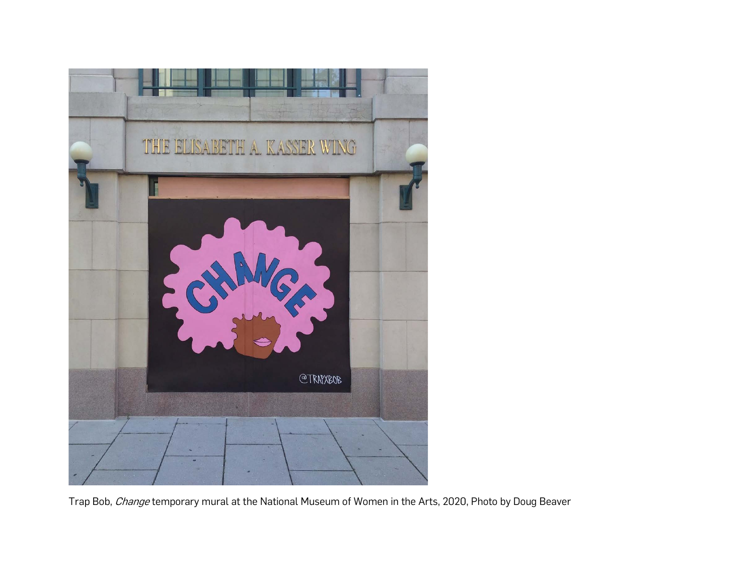Trap Bob, *Change* temporary mural at the National Museum of Women in the Arts, 2020, Photo by Doug Beaver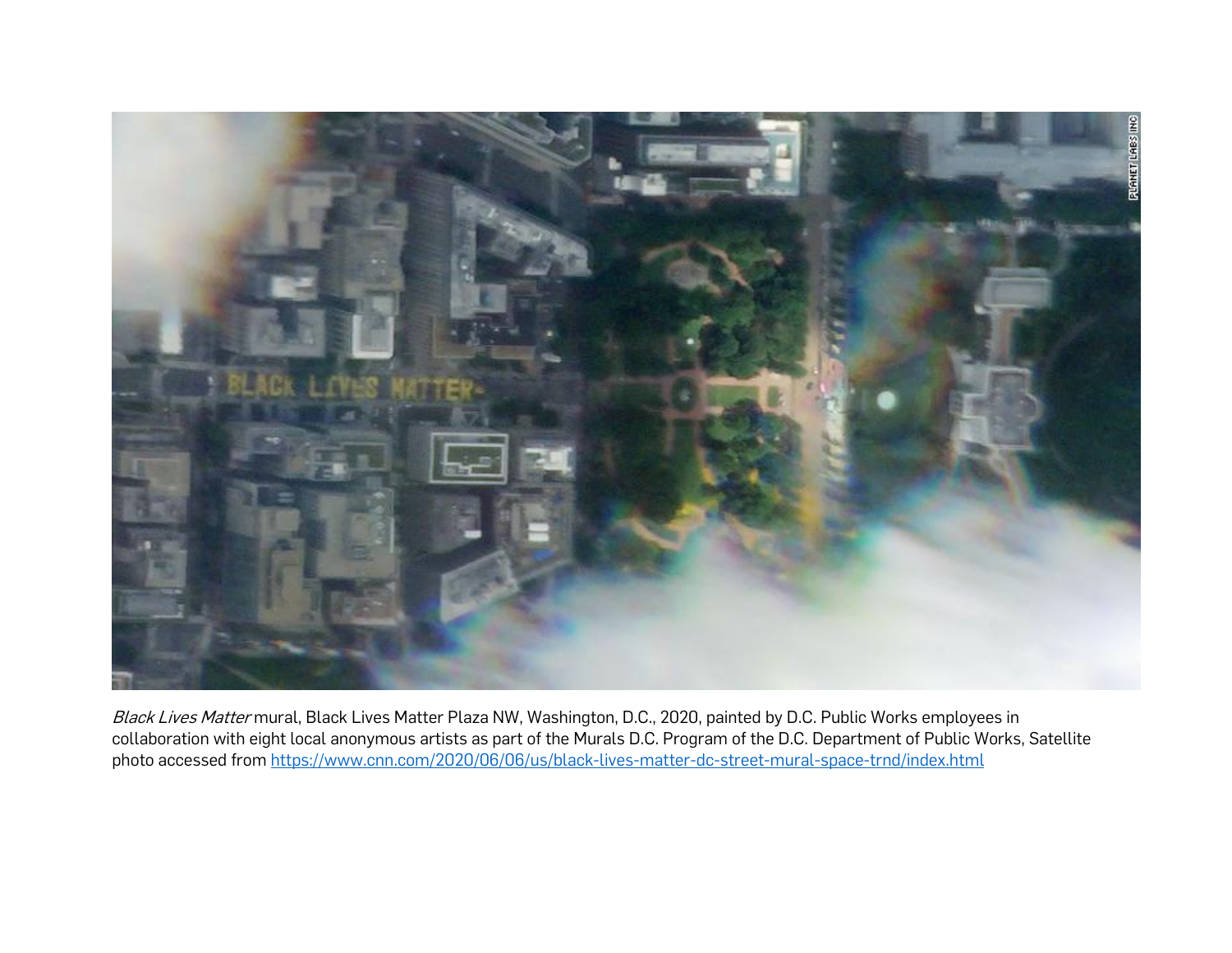*Black Lives Matter* mural, Black Lives Matter Plaza NW, Washington, D.C., 2020, painted by D.C. Public Works employees in collaboration with eight local anonymous artists as part of the Murals D.C. Program of the D.C. Department of Public Works, Satellite photo accessed from https://www.cnn.com/2020/06/06/us/black-lives-matter-dc-street-mural-space-trnd/index.html